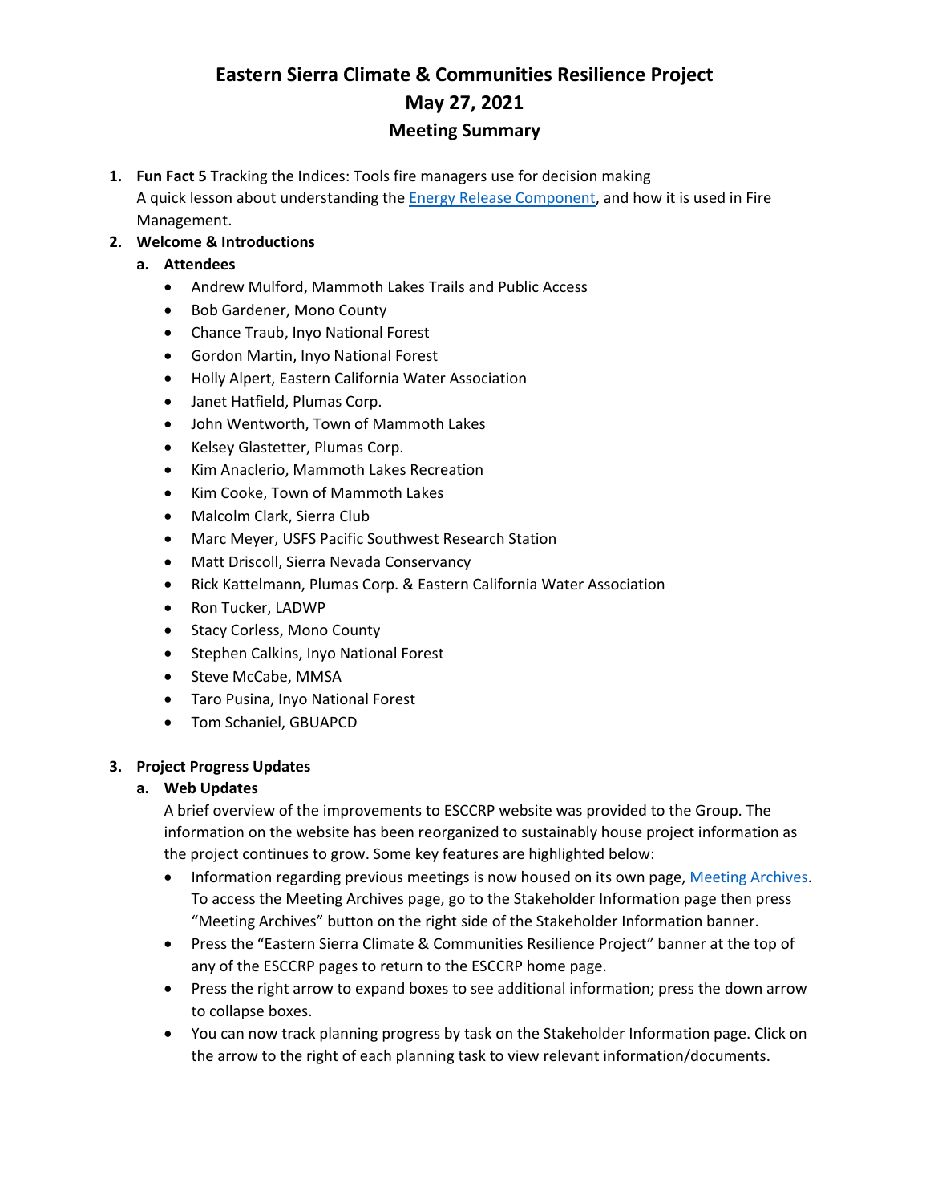# Eastern Sierra Climate & Communities Resilience Project
# May 27, 2021
## Meeting Summary

1. **Fun Fact 5** Tracking the Indices: Tools fire managers use for decision making
   A quick lesson about understanding the Energy Release Component, and how it is used in Fire Management.
2. **Welcome & Introductions**
   a. **Attendees**
      - Andrew Mulford, Mammoth Lakes Trails and Public Access
      - Bob Gardener, Mono County
      - Chance Traub, Inyo National Forest
      - Gordon Martin, Inyo National Forest
      - Holly Alpert, Eastern California Water Association
      - Janet Hatfield, Plumas Corp.
      - John Wentworth, Town of Mammoth Lakes
      - Kelsey Glastetter, Plumas Corp.
      - Kim Anaclerio, Mammoth Lakes Recreation
      - Kim Cooke, Town of Mammoth Lakes
      - Malcolm Clark, Sierra Club
      - Marc Meyer, USFS Pacific Southwest Research Station
      - Matt Driscoll, Sierra Nevada Conservancy
      - Rick Kattelmann, Plumas Corp. & Eastern California Water Association
      - Ron Tucker, LADWP
      - Stacy Corless, Mono County
      - Stephen Calkins, Inyo National Forest
      - Steve McCabe, MMSA
      - Taro Pusina, Inyo National Forest
      - Tom Schaniel, GBUAPCD

3. **Project Progress Updates**
   a. **Web Updates**
      A brief overview of the improvements to ESCCRP website was provided to the Group. The information on the website has been reorganized to sustainably house project information as the project continues to grow. Some key features are highlighted below:
      - Information regarding previous meetings is now housed on its own page, Meeting Archives. To access the Meeting Archives page, go to the Stakeholder Information page then press "Meeting Archives" button on the right side of the Stakeholder Information banner.
      - Press the "Eastern Sierra Climate & Communities Resilience Project" banner at the top of any of the ESCCRP pages to return to the ESCCRP home page.
      - Press the right arrow to expand boxes to see additional information; press the down arrow to collapse boxes.
      - You can now track planning progress by task on the Stakeholder Information page. Click on the arrow to the right of each planning task to view relevant information/documents.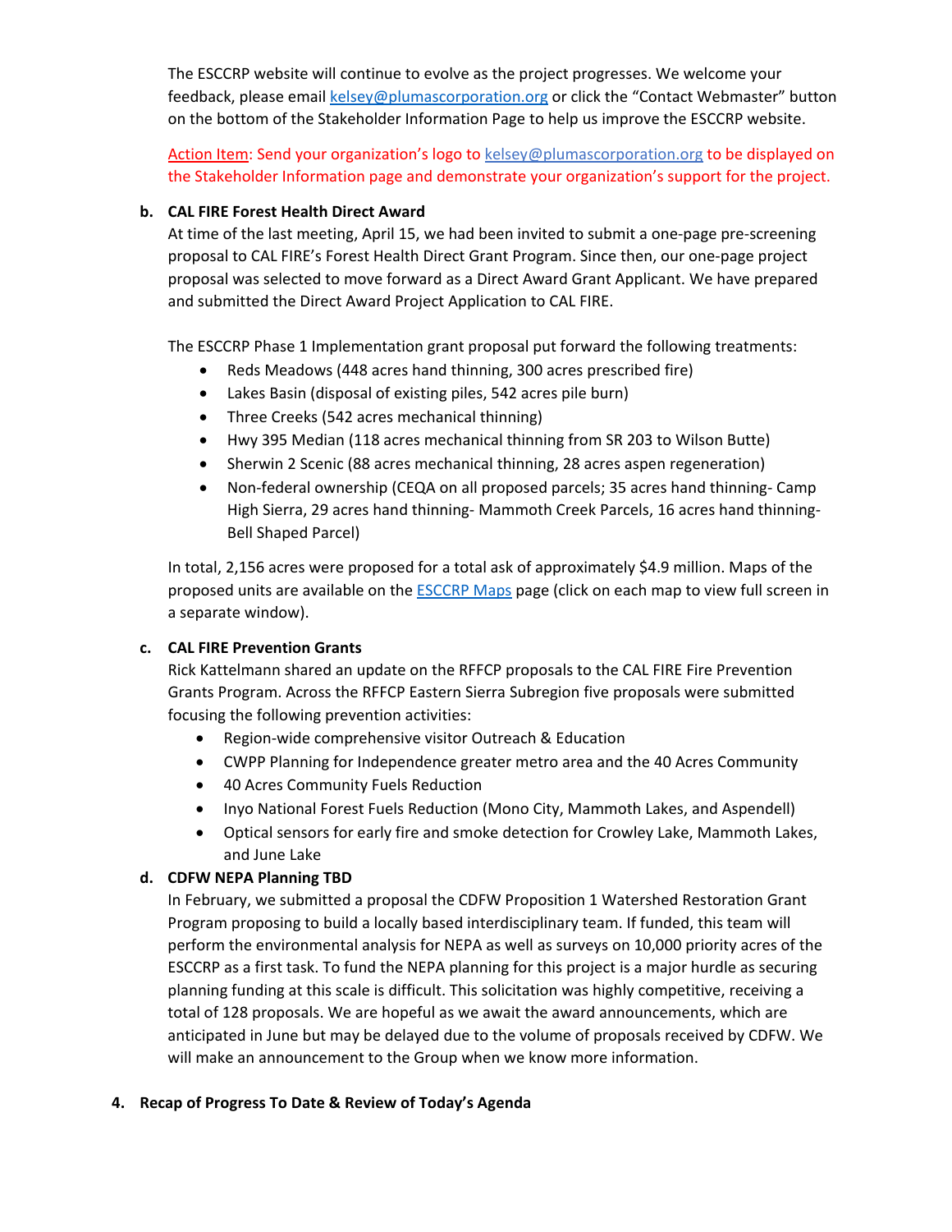The ESCCRP website will continue to evolve as the project progresses. We welcome your feedback, please email kelsey@plumascorporation.org or click the "Contact Webmaster" button on the bottom of the Stakeholder Information Page to help us improve the ESCCRP website.

Action Item: Send your organization's logo to kelsey@plumascorporation.org to be displayed on the Stakeholder Information page and demonstrate your organization's support for the project.

**b. CAL FIRE Forest Health Direct Award**

At time of the last meeting, April 15, we had been invited to submit a one-page pre-screening proposal to CAL FIRE's Forest Health Direct Grant Program. Since then, our one-page project proposal was selected to move forward as a Direct Award Grant Applicant. We have prepared and submitted the Direct Award Project Application to CAL FIRE.

The ESCCRP Phase 1 Implementation grant proposal put forward the following treatments:

- Reds Meadows (448 acres hand thinning, 300 acres prescribed fire)
- Lakes Basin (disposal of existing piles, 542 acres pile burn)
- Three Creeks (542 acres mechanical thinning)
- Hwy 395 Median (118 acres mechanical thinning from SR 203 to Wilson Butte)
- Sherwin 2 Scenic (88 acres mechanical thinning, 28 acres aspen regeneration)
- Non-federal ownership (CEQA on all proposed parcels; 35 acres hand thinning- Camp High Sierra, 29 acres hand thinning- Mammoth Creek Parcels, 16 acres hand thinning- Bell Shaped Parcel)

In total, 2,156 acres were proposed for a total ask of approximately $4.9 million. Maps of the proposed units are available on the ESCCRP Maps page (click on each map to view full screen in a separate window).

**c. CAL FIRE Prevention Grants**

Rick Kattelmann shared an update on the RFFCP proposals to the CAL FIRE Fire Prevention Grants Program. Across the RFFCP Eastern Sierra Subregion five proposals were submitted focusing the following prevention activities:

- Region-wide comprehensive visitor Outreach & Education
- CWPP Planning for Independence greater metro area and the 40 Acres Community
- 40 Acres Community Fuels Reduction
- Inyo National Forest Fuels Reduction (Mono City, Mammoth Lakes, and Aspendell)
- Optical sensors for early fire and smoke detection for Crowley Lake, Mammoth Lakes, and June Lake

**d. CDFW NEPA Planning TBD**

In February, we submitted a proposal the CDFW Proposition 1 Watershed Restoration Grant Program proposing to build a locally based interdisciplinary team. If funded, this team will perform the environmental analysis for NEPA as well as surveys on 10,000 priority acres of the ESCCRP as a first task. To fund the NEPA planning for this project is a major hurdle as securing planning funding at this scale is difficult. This solicitation was highly competitive, receiving a total of 128 proposals. We are hopeful as we await the award announcements, which are anticipated in June but may be delayed due to the volume of proposals received by CDFW. We will make an announcement to the Group when we know more information.

**4. Recap of Progress To Date & Review of Today's Agenda**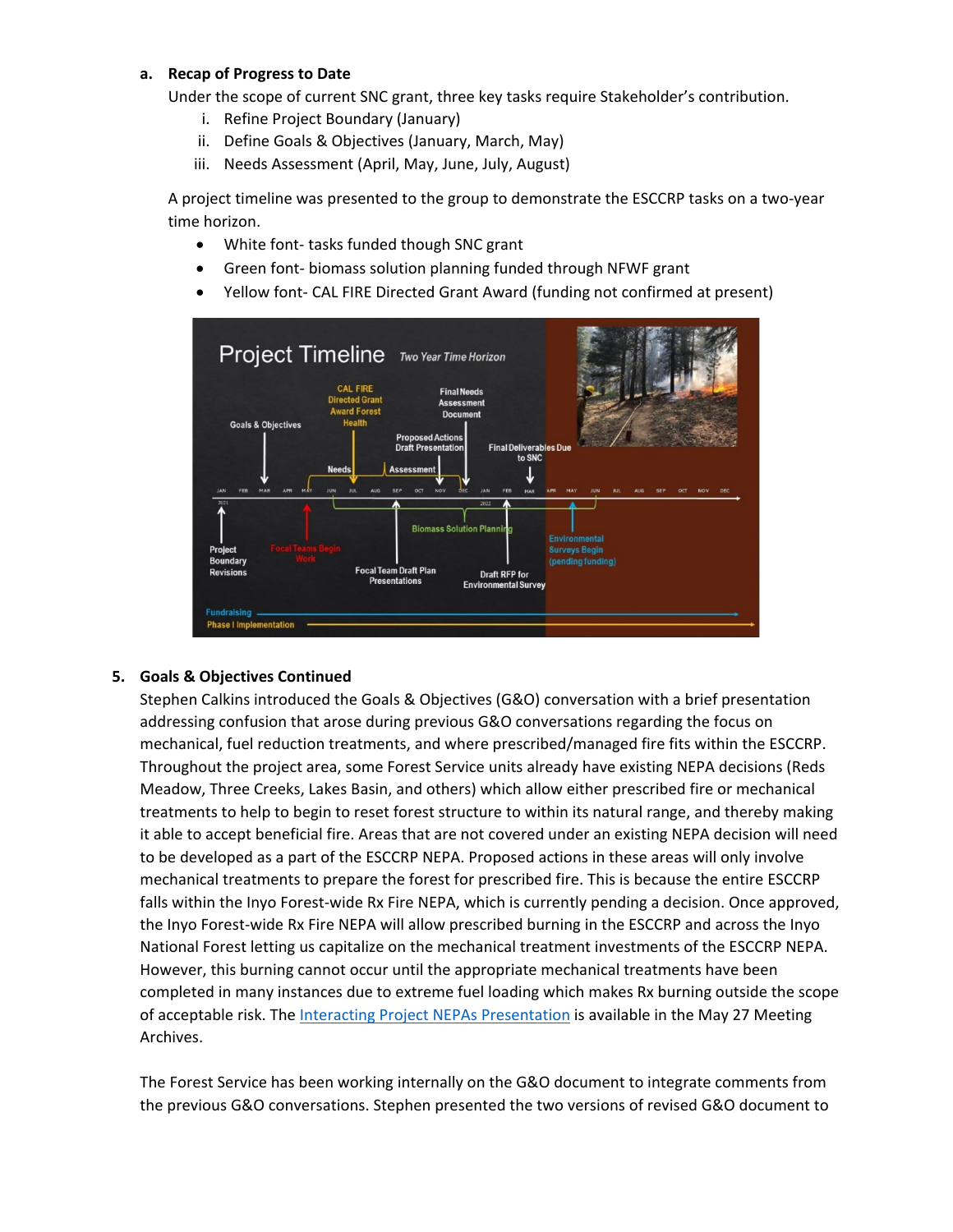**a. Recap of Progress to Date**

Under the scope of current SNC grant, three key tasks require Stakeholder's contribution.

i. Refine Project Boundary (January)
ii. Define Goals & Objectives (January, March, May)
iii. Needs Assessment (April, May, June, July, August)

A project timeline was presented to the group to demonstrate the ESCCRP tasks on a two-year time horizon.

- White font- tasks funded though SNC grant
- Green font- biomass solution planning funded through NFWF grant
- Yellow font- CAL FIRE Directed Grant Award (funding not confirmed at present)

**5. Goals & Objectives Continued**

Stephen Calkins introduced the Goals & Objectives (G&O) conversation with a brief presentation addressing confusion that arose during previous G&O conversations regarding the focus on mechanical, fuel reduction treatments, and where prescribed/managed fire fits within the ESCCRP. Throughout the project area, some Forest Service units already have existing NEPA decisions (Reds Meadow, Three Creeks, Lakes Basin, and others) which allow either prescribed fire or mechanical treatments to help to begin to reset forest structure to within its natural range, and thereby making it able to accept beneficial fire. Areas that are not covered under an existing NEPA decision will need to be developed as a part of the ESCCRP NEPA. Proposed actions in these areas will only involve mechanical treatments to prepare the forest for prescribed fire. This is because the entire ESCCRP falls within the Inyo Forest-wide Rx Fire NEPA, which is currently pending a decision. Once approved, the Inyo Forest-wide Rx Fire NEPA will allow prescribed burning in the ESCCRP and across the Inyo National Forest letting us capitalize on the mechanical treatment investments of the ESCCRP NEPA. However, this burning cannot occur until the appropriate mechanical treatments have been completed in many instances due to extreme fuel loading which makes Rx burning outside the scope of acceptable risk. The [Interacting Project NEPAs Presentation] is available in the May 27 Meeting Archives.

The Forest Service has been working internally on the G&O document to integrate comments from the previous G&O conversations. Stephen presented the two versions of revised G&O document to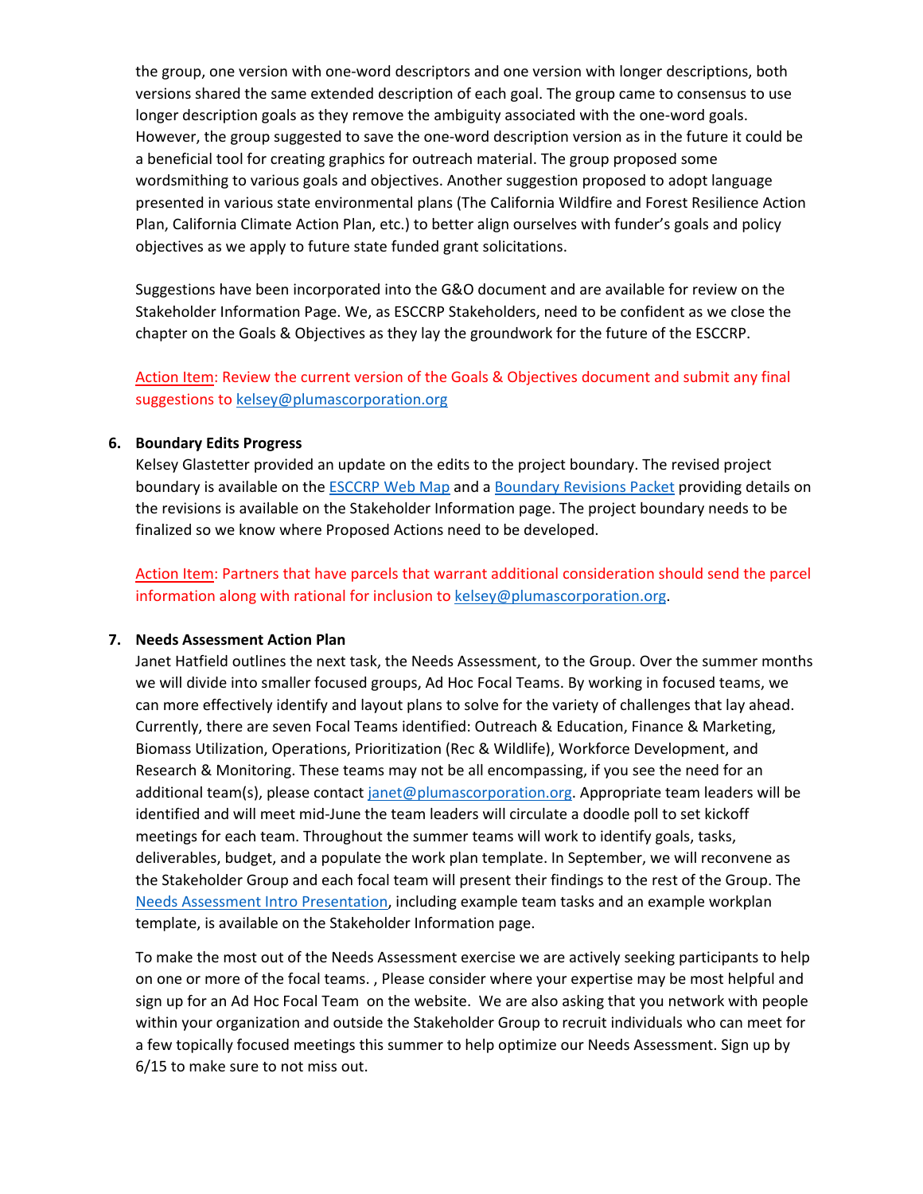the group, one version with one-word descriptors and one version with longer descriptions, both versions shared the same extended description of each goal. The group came to consensus to use longer description goals as they remove the ambiguity associated with the one-word goals. However, the group suggested to save the one-word description version as in the future it could be a beneficial tool for creating graphics for outreach material. The group proposed some wordsmithing to various goals and objectives. Another suggestion proposed to adopt language presented in various state environmental plans (The California Wildfire and Forest Resilience Action Plan, California Climate Action Plan, etc.) to better align ourselves with funder's goals and policy objectives as we apply to future state funded grant solicitations.

Suggestions have been incorporated into the G&O document and are available for review on the Stakeholder Information Page. We, as ESCCRP Stakeholders, need to be confident as we close the chapter on the Goals & Objectives as they lay the groundwork for the future of the ESCCRP.

Action Item: Review the current version of the Goals & Objectives document and submit any final suggestions to kelsey@plumascorporation.org

6. **Boundary Edits Progress**

   Kelsey Glastetter provided an update on the edits to the project boundary. The revised project boundary is available on the ESCCRP Web Map and a Boundary Revisions Packet providing details on the revisions is available on the Stakeholder Information page. The project boundary needs to be finalized so we know where Proposed Actions need to be developed.

   Action Item: Partners that have parcels that warrant additional consideration should send the parcel information along with rational for inclusion to kelsey@plumascorporation.org.

7. **Needs Assessment Action Plan**

   Janet Hatfield outlines the next task, the Needs Assessment, to the Group. Over the summer months we will divide into smaller focused groups, Ad Hoc Focal Teams. By working in focused teams, we can more effectively identify and layout plans to solve for the variety of challenges that lay ahead. Currently, there are seven Focal Teams identified: Outreach & Education, Finance & Marketing, Biomass Utilization, Operations, Prioritization (Rec & Wildlife), Workforce Development, and Research & Monitoring. These teams may not be all encompassing, if you see the need for an additional team(s), please contact janet@plumascorporation.org. Appropriate team leaders will be identified and will meet mid-June the team leaders will circulate a doodle poll to set kickoff meetings for each team. Throughout the summer teams will work to identify goals, tasks, deliverables, budget, and a populate the work plan template. In September, we will reconvene as the Stakeholder Group and each focal team will present their findings to the rest of the Group. The Needs Assessment Intro Presentation, including example team tasks and an example workplan template, is available on the Stakeholder Information page.

   To make the most out of the Needs Assessment exercise we are actively seeking participants to help on one or more of the focal teams. , Please consider where your expertise may be most helpful and sign up for an Ad Hoc Focal Team on the website. We are also asking that you network with people within your organization and outside the Stakeholder Group to recruit individuals who can meet for a few topically focused meetings this summer to help optimize our Needs Assessment. Sign up by 6/15 to make sure to not miss out.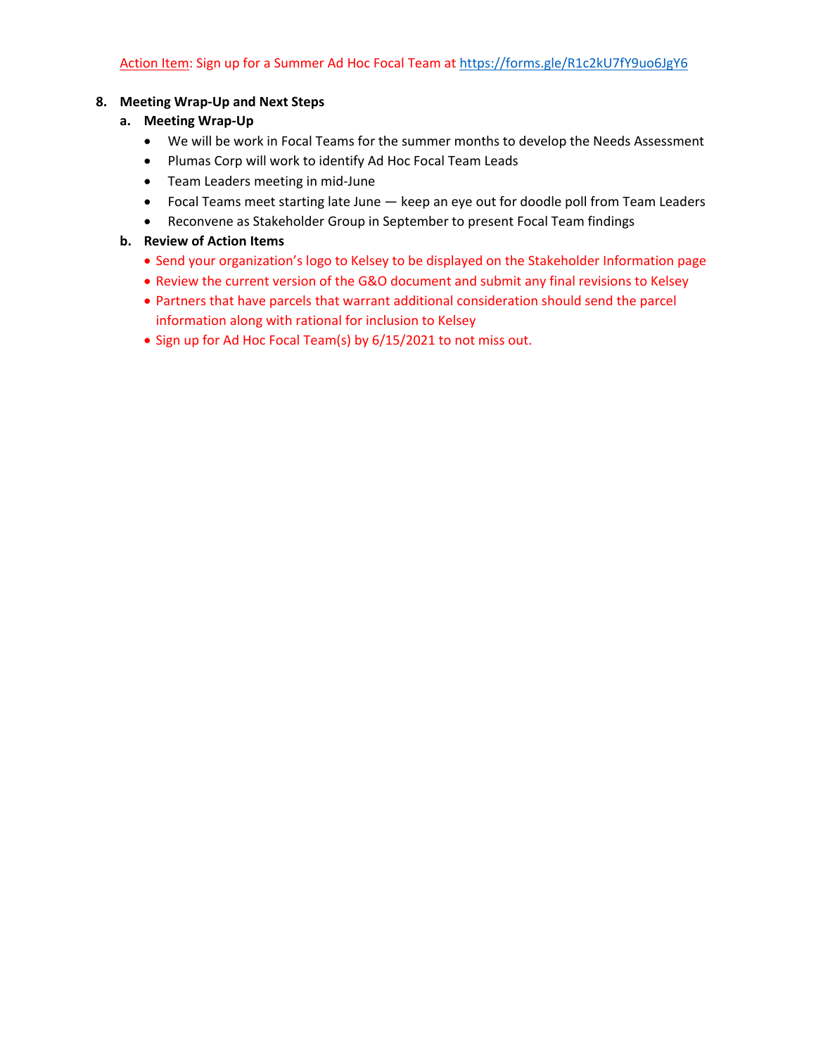Action Item: Sign up for a Summer Ad Hoc Focal Team at https://forms.gle/R1c2kU7fY9uo6JgY6

8. **Meeting Wrap-Up and Next Steps**

   a. **Meeting Wrap-Up**

   - We will be work in Focal Teams for the summer months to develop the Needs Assessment
   - Plumas Corp will work to identify Ad Hoc Focal Team Leads
   - Team Leaders meeting in mid-June
   - Focal Teams meet starting late June — keep an eye out for doodle poll from Team Leaders
   - Reconvene as Stakeholder Group in September to present Focal Team findings

   b. **Review of Action Items**

   - Send your organization's logo to Kelsey to be displayed on the Stakeholder Information page
   - Review the current version of the G&O document and submit any final revisions to Kelsey
   - Partners that have parcels that warrant additional consideration should send the parcel information along with rational for inclusion to Kelsey
   - Sign up for Ad Hoc Focal Team(s) by 6/15/2021 to not miss out.